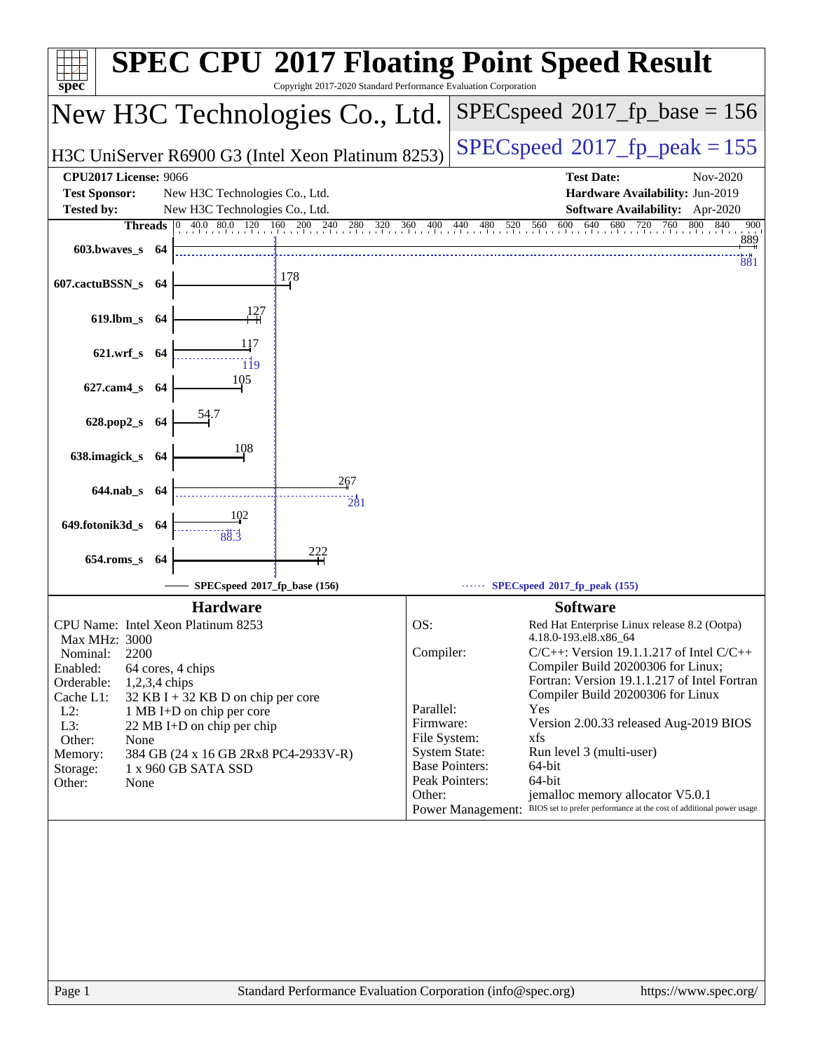# SPEC CPU 2017 Floating Point Speed Result

Copyright 2017-2020 Standard Performance Evaluation Corporation

## New H3C Technologies Co., Ltd.

H3C UniServer R6900 G3 (Intel Xeon Platinum 8253)

SPECspeed 2017_fp_base = 156

SPECspeed 2017_fp_peak = 155

**CPU2017 License:** 9066
**Test Sponsor:** New H3C Technologies Co., Ltd.
**Tested by:** New H3C Technologies Co., Ltd.

**Test Date:** Nov-2020
**Hardware Availability:** Jun-2019
**Software Availability:** Apr-2020

Threads | 0 40.0 80.0 120 160 200 240 280 320 360 400 440 480 520 560 600 640 680 720 760 800 840 900

603.bwaves_s 64 — 889 / 881
607.cactuBSSN_s 64 — 178
619.lbm_s 64 — 127
621.wrf_s 64 — 117 / 119
627.cam4_s 64 — 105
628.pop2_s 64 — 54.7
638.imagick_s 64 — 108
644.nab_s 64 — 267 / 281
649.fotonik3d_s 64 — 102 / 88.3
654.roms_s 64 — 222

SPECspeed 2017_fp_base (156)
SPECspeed 2017_fp_peak (155)

## Hardware

| | |
|---|---|
| CPU Name: | Intel Xeon Platinum 8253 |
| Max MHz: | 3000 |
| Nominal: | 2200 |
| Enabled: | 64 cores, 4 chips |
| Orderable: | 1,2,3,4 chips |
| Cache L1: | 32 KB I + 32 KB D on chip per core |
| L2: | 1 MB I+D on chip per core |
| L3: | 22 MB I+D on chip per chip |
| Other: | None |
| Memory: | 384 GB (24 x 16 GB 2Rx8 PC4-2933V-R) |
| Storage: | 1 x 960 GB SATA SSD |
| Other: | None |

## Software

| | |
|---|---|
| OS: | Red Hat Enterprise Linux release 8.2 (Ootpa) 4.18.0-193.el8.x86_64 |
| Compiler: | C/C++: Version 19.1.1.217 of Intel C/C++ Compiler Build 20200306 for Linux; Fortran: Version 19.1.1.217 of Intel Fortran Compiler Build 20200306 for Linux |
| Parallel: | Yes |
| Firmware: | Version 2.00.33 released Aug-2019 BIOS |
| File System: | xfs |
| System State: | Run level 3 (multi-user) |
| Base Pointers: | 64-bit |
| Peak Pointers: | 64-bit |
| Other: | jemalloc memory allocator V5.0.1 |
| Power Management: | BIOS set to prefer performance at the cost of additional power usage |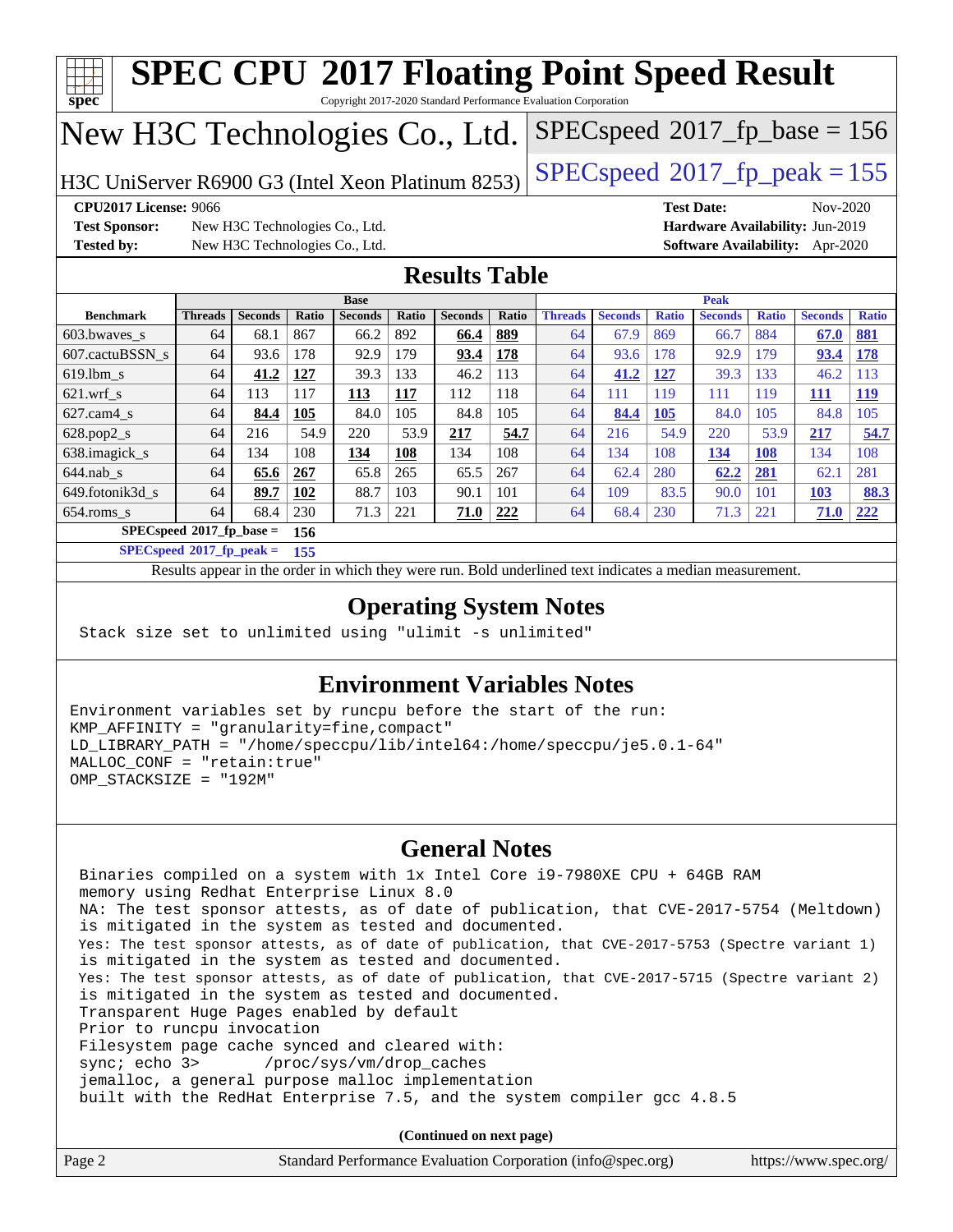# SPEC CPU 2017 Floating Point Speed Result

Copyright 2017-2020 Standard Performance Evaluation Corporation

## New H3C Technologies Co., Ltd.

H3C UniServer R6900 G3 (Intel Xeon Platinum 8253)

SPECspeed 2017_fp_base = 156

SPECspeed 2017_fp_peak = 155

**CPU2017 License:** 9066
**Test Sponsor:** New H3C Technologies Co., Ltd.
**Tested by:** New H3C Technologies Co., Ltd.

**Test Date:** Nov-2020
**Hardware Availability:** Jun-2019
**Software Availability:** Apr-2020

## Results Table

| | Base | | | | | | | Peak | | | | | | |
|---|---|---|---|---|---|---|---|---|---|---|---|---|---|---|
| **Benchmark** | **Threads** | **Seconds** | **Ratio** | **Seconds** | **Ratio** | **Seconds** | **Ratio** | **Threads** | **Seconds** | **Ratio** | **Seconds** | **Ratio** | **Seconds** | **Ratio** |
| 603.bwaves_s | 64 | 68.1 | 867 | 66.2 | 892 | **66.4** | **889** | 64 | 67.9 | 869 | 66.7 | 884 | **67.0** | **881** |
| 607.cactuBSSN_s | 64 | 93.6 | 178 | 92.9 | 179 | **93.4** | **178** | 64 | 93.6 | 178 | 92.9 | 179 | **93.4** | **178** |
| 619.lbm_s | 64 | **41.2** | **127** | 39.3 | 133 | 46.2 | 113 | 64 | **41.2** | **127** | 39.3 | 133 | 46.2 | 113 |
| 621.wrf_s | 64 | 113 | 117 | **113** | **117** | 112 | 118 | 64 | 111 | 119 | 111 | 119 | **111** | **119** |
| 627.cam4_s | 64 | **84.4** | **105** | 84.0 | 105 | 84.8 | 105 | 64 | **84.4** | **105** | 84.0 | 105 | 84.8 | 105 |
| 628.pop2_s | 64 | 216 | 54.9 | 220 | 53.9 | **217** | **54.7** | 64 | 216 | 54.9 | 220 | 53.9 | **217** | **54.7** |
| 638.imagick_s | 64 | 134 | 108 | **134** | **108** | 134 | 108 | 64 | 134 | 108 | **134** | **108** | 134 | 108 |
| 644.nab_s | 64 | **65.6** | **267** | 65.8 | 265 | 65.5 | 267 | 64 | 62.4 | 280 | **62.2** | **281** | 62.1 | 281 |
| 649.fotonik3d_s | 64 | **89.7** | **102** | 88.7 | 103 | 90.1 | 101 | 64 | 109 | 83.5 | 90.0 | 101 | **103** | **88.3** |
| 654.roms_s | 64 | 68.4 | 230 | 71.3 | 221 | **71.0** | **222** | 64 | 68.4 | 230 | 71.3 | 221 | **71.0** | **222** |

**SPECspeed 2017_fp_base = 156**

**SPECspeed 2017_fp_peak = 155**

Results appear in the order in which they were run. Bold underlined text indicates a median measurement.

## Operating System Notes

```
Stack size set to unlimited using "ulimit -s unlimited"
```

## Environment Variables Notes

```
Environment variables set by runcpu before the start of the run:
KMP_AFFINITY = "granularity=fine,compact"
LD_LIBRARY_PATH = "/home/speccpu/lib/intel64:/home/speccpu/je5.0.1-64"
MALLOC_CONF = "retain:true"
OMP_STACKSIZE = "192M"
```

## General Notes

```
Binaries compiled on a system with 1x Intel Core i9-7980XE CPU + 64GB RAM
memory using Redhat Enterprise Linux 8.0
NA: The test sponsor attests, as of date of publication, that CVE-2017-5754 (Meltdown)
is mitigated in the system as tested and documented.
Yes: The test sponsor attests, as of date of publication, that CVE-2017-5753 (Spectre variant 1)
is mitigated in the system as tested and documented.
Yes: The test sponsor attests, as of date of publication, that CVE-2017-5715 (Spectre variant 2)
is mitigated in the system as tested and documented.
Transparent Huge Pages enabled by default
Prior to runcpu invocation
Filesystem page cache synced and cleared with:
sync; echo 3>       /proc/sys/vm/drop_caches
jemalloc, a general purpose malloc implementation
built with the RedHat Enterprise 7.5, and the system compiler gcc 4.8.5
```

**(Continued on next page)**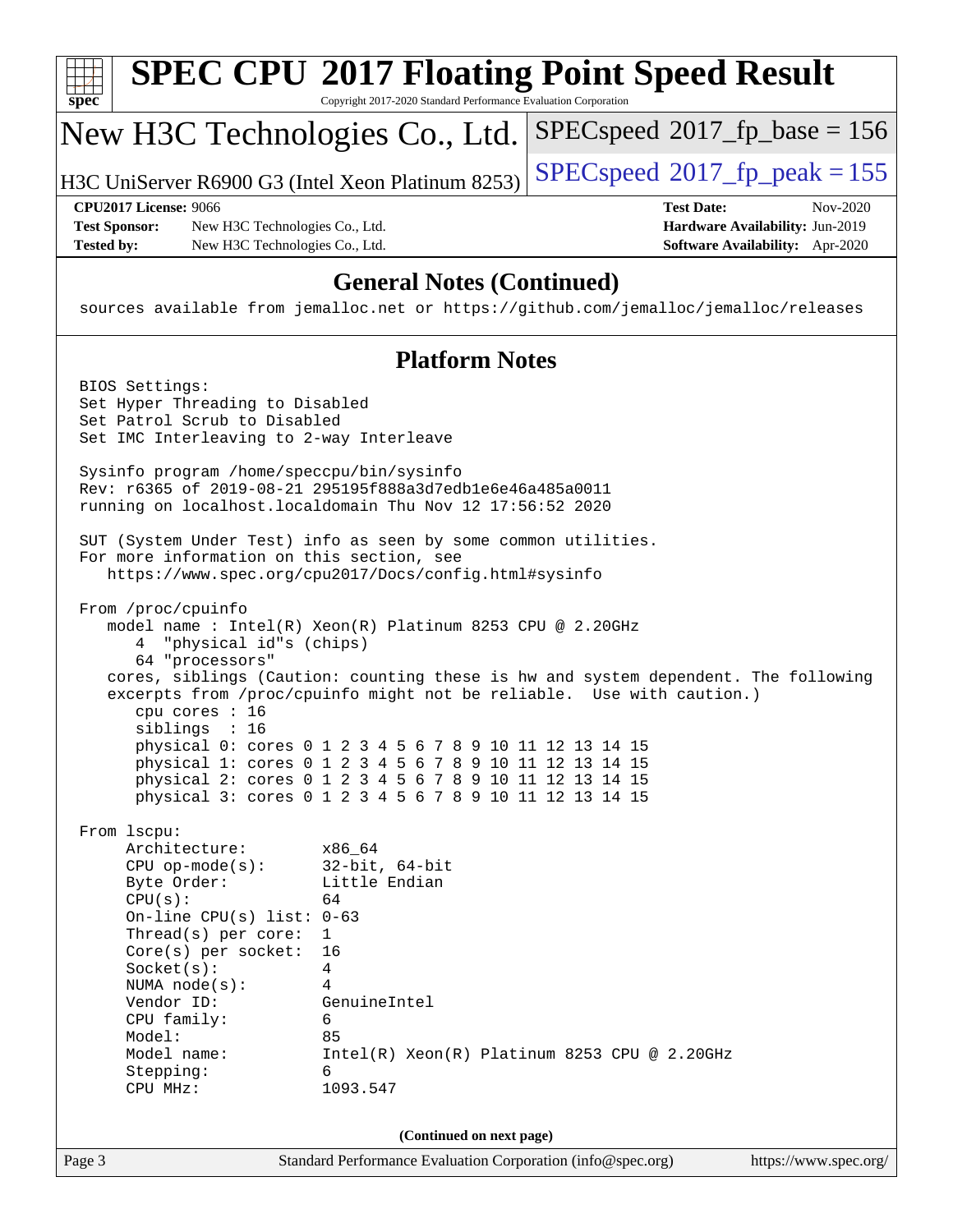# SPEC CPU 2017 Floating Point Speed Result

Copyright 2017-2020 Standard Performance Evaluation Corporation

## New H3C Technologies Co., Ltd.

H3C UniServer R6900 G3 (Intel Xeon Platinum 8253)

SPECspeed 2017_fp_base = 156

SPECspeed 2017_fp_peak = 155

**CPU2017 License:** 9066
**Test Sponsor:** New H3C Technologies Co., Ltd.
**Tested by:** New H3C Technologies Co., Ltd.
**Test Date:** Nov-2020
**Hardware Availability:** Jun-2019
**Software Availability:** Apr-2020

## General Notes (Continued)

```
sources available from jemalloc.net or https://github.com/jemalloc/jemalloc/releases
```

## Platform Notes

```
BIOS Settings:
Set Hyper Threading to Disabled
Set Patrol Scrub to Disabled
Set IMC Interleaving to 2-way Interleave

Sysinfo program /home/speccpu/bin/sysinfo
Rev: r6365 of 2019-08-21 295195f888a3d7edb1e6e46a485a0011
running on localhost.localdomain Thu Nov 12 17:56:52 2020

SUT (System Under Test) info as seen by some common utilities.
For more information on this section, see
   https://www.spec.org/cpu2017/Docs/config.html#sysinfo

From /proc/cpuinfo
   model name : Intel(R) Xeon(R) Platinum 8253 CPU @ 2.20GHz
      4  "physical id"s (chips)
      64 "processors"
   cores, siblings (Caution: counting these is hw and system dependent. The following
   excerpts from /proc/cpuinfo might not be reliable.  Use with caution.)
      cpu cores : 16
      siblings  : 16
      physical 0: cores 0 1 2 3 4 5 6 7 8 9 10 11 12 13 14 15
      physical 1: cores 0 1 2 3 4 5 6 7 8 9 10 11 12 13 14 15
      physical 2: cores 0 1 2 3 4 5 6 7 8 9 10 11 12 13 14 15
      physical 3: cores 0 1 2 3 4 5 6 7 8 9 10 11 12 13 14 15

From lscpu:
     Architecture:        x86_64
     CPU op-mode(s):      32-bit, 64-bit
     Byte Order:          Little Endian
     CPU(s):              64
     On-line CPU(s) list: 0-63
     Thread(s) per core:  1
     Core(s) per socket:  16
     Socket(s):           4
     NUMA node(s):        4
     Vendor ID:           GenuineIntel
     CPU family:          6
     Model:               85
     Model name:          Intel(R) Xeon(R) Platinum 8253 CPU @ 2.20GHz
     Stepping:            6
     CPU MHz:             1093.547
```

(Continued on next page)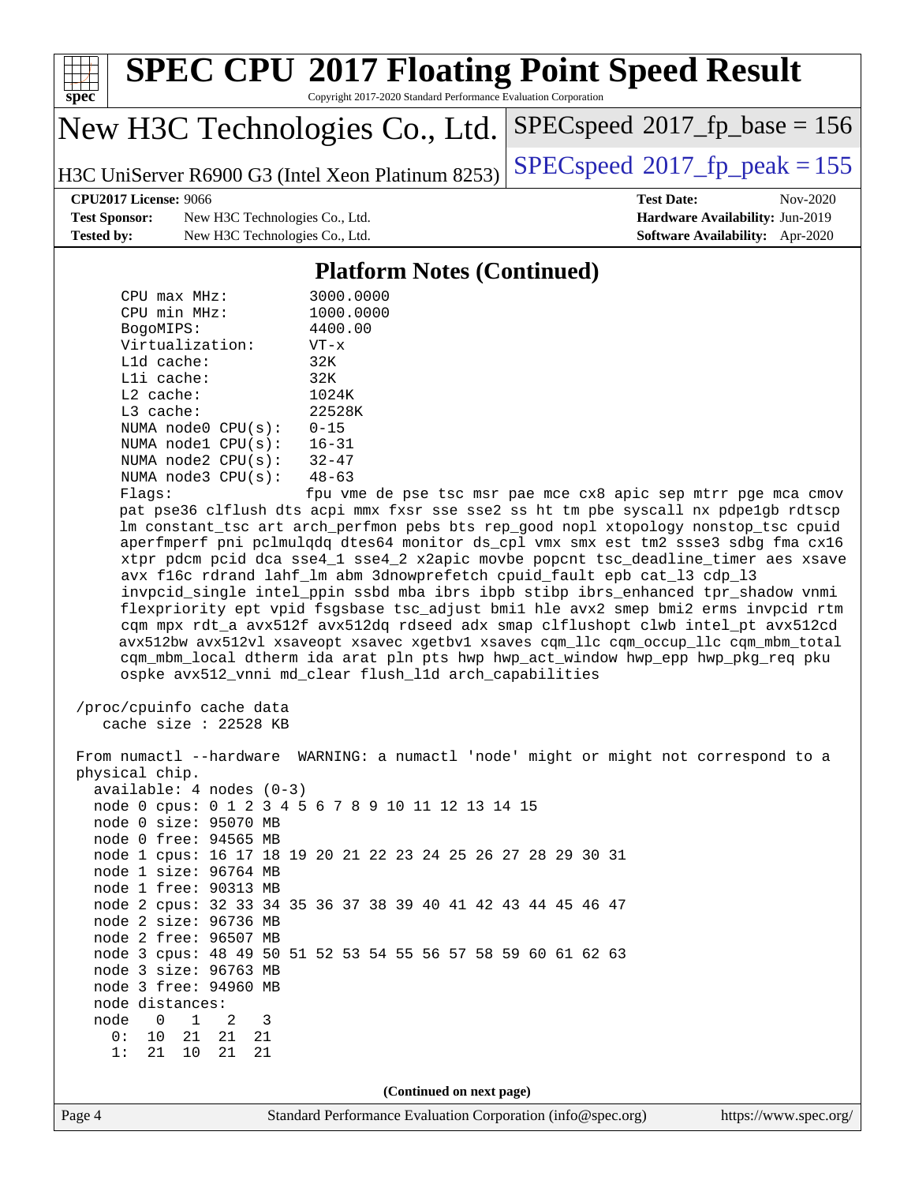# SPEC CPU 2017 Floating Point Speed Result

Copyright 2017-2020 Standard Performance Evaluation Corporation

## New H3C Technologies Co., Ltd.

H3C UniServer R6900 G3 (Intel Xeon Platinum 8253)

SPECspeed 2017_fp_base = 156

SPECspeed 2017_fp_peak = 155

**CPU2017 License:** 9066
**Test Sponsor:** New H3C Technologies Co., Ltd.
**Tested by:** New H3C Technologies Co., Ltd.
**Test Date:** Nov-2020
**Hardware Availability:** Jun-2019
**Software Availability:** Apr-2020

### Platform Notes (Continued)

```
    CPU max MHz:           3000.0000
    CPU min MHz:           1000.0000
    BogoMIPS:              4400.00
    Virtualization:        VT-x
    L1d cache:             32K
    L1i cache:             32K
    L2 cache:              1024K
    L3 cache:              22528K
    NUMA node0 CPU(s):     0-15
    NUMA node1 CPU(s):     16-31
    NUMA node2 CPU(s):     32-47
    NUMA node3 CPU(s):     48-63
    Flags:                 fpu vme de pse tsc msr pae mce cx8 apic sep mtrr pge mca cmov
    pat pse36 clflush dts acpi mmx fxsr sse sse2 ss ht tm pbe syscall nx pdpe1gb rdtscp
    lm constant_tsc art arch_perfmon pebs bts rep_good nopl xtopology nonstop_tsc cpuid
    aperfmperf pni pclmulqdq dtes64 monitor ds_cpl vmx smx est tm2 ssse3 sdbg fma cx16
    xtpr pdcm pcid dca sse4_1 sse4_2 x2apic movbe popcnt tsc_deadline_timer aes xsave
    avx f16c rdrand lahf_lm abm 3dnowprefetch cpuid_fault epb cat_l3 cdp_l3
    invpcid_single intel_ppin ssbd mba ibrs ibpb stibp ibrs_enhanced tpr_shadow vnmi
    flexpriority ept vpid fsgsbase tsc_adjust bmi1 hle avx2 smep bmi2 erms invpcid rtm
    cqm mpx rdt_a avx512f avx512dq rdseed adx smap clflushopt clwb intel_pt avx512cd
    avx512bw avx512vl xsaveopt xsavec xgetbv1 xsaves cqm_llc cqm_occup_llc cqm_mbm_total
    cqm_mbm_local dtherm ida arat pln pts hwp hwp_act_window hwp_epp hwp_pkg_req pku
    ospke avx512_vnni md_clear flush_l1d arch_capabilities

 /proc/cpuinfo cache data
    cache size : 22528 KB

 From numactl --hardware  WARNING: a numactl 'node' might or might not correspond to a
 physical chip.
   available: 4 nodes (0-3)
   node 0 cpus: 0 1 2 3 4 5 6 7 8 9 10 11 12 13 14 15
   node 0 size: 95070 MB
   node 0 free: 94565 MB
   node 1 cpus: 16 17 18 19 20 21 22 23 24 25 26 27 28 29 30 31
   node 1 size: 96764 MB
   node 1 free: 90313 MB
   node 2 cpus: 32 33 34 35 36 37 38 39 40 41 42 43 44 45 46 47
   node 2 size: 96736 MB
   node 2 free: 96507 MB
   node 3 cpus: 48 49 50 51 52 53 54 55 56 57 58 59 60 61 62 63
   node 3 size: 96763 MB
   node 3 free: 94960 MB
   node distances:
   node   0   1   2   3
     0:  10  21  21  21
     1:  21  10  21  21
```

(Continued on next page)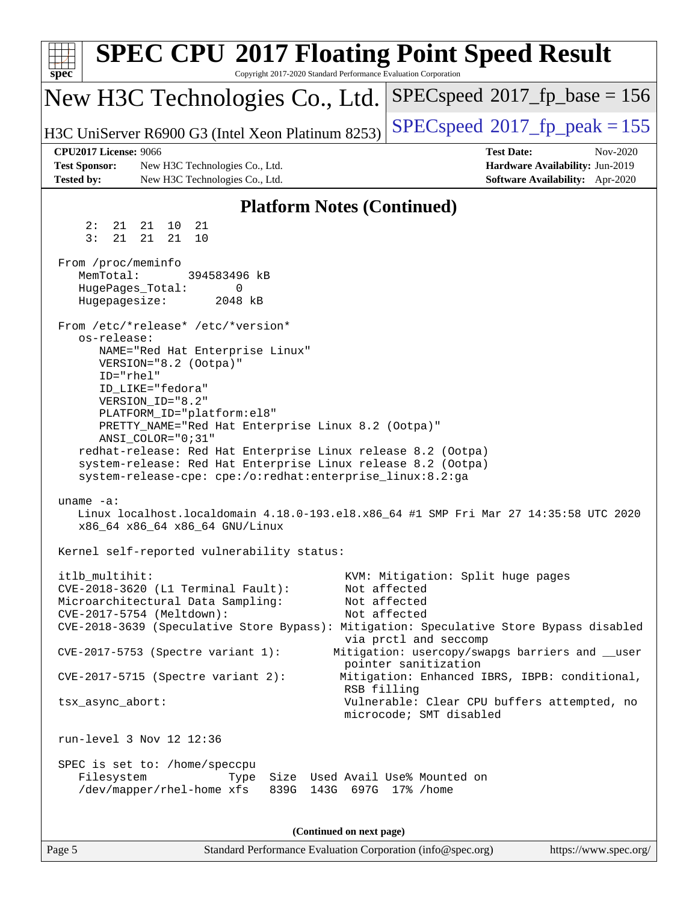# SPEC CPU 2017 Floating Point Speed Result

Copyright 2017-2020 Standard Performance Evaluation Corporation

## New H3C Technologies Co., Ltd.

H3C UniServer R6900 G3 (Intel Xeon Platinum 8253)

SPECspeed 2017_fp_base = 156

SPECspeed 2017_fp_peak = 155

**CPU2017 License:** 9066
**Test Sponsor:** New H3C Technologies Co., Ltd.
**Tested by:** New H3C Technologies Co., Ltd.

**Test Date:** Nov-2020
**Hardware Availability:** Jun-2019
**Software Availability:** Apr-2020

### Platform Notes (Continued)

```
      2:  21  21  10  21
      3:  21  21  21  10

  From /proc/meminfo
     MemTotal:       394583496 kB
     HugePages_Total:       0
     Hugepagesize:       2048 kB

  From /etc/*release* /etc/*version*
     os-release:
        NAME="Red Hat Enterprise Linux"
        VERSION="8.2 (Ootpa)"
        ID="rhel"
        ID_LIKE="fedora"
        VERSION_ID="8.2"
        PLATFORM_ID="platform:el8"
        PRETTY_NAME="Red Hat Enterprise Linux 8.2 (Ootpa)"
        ANSI_COLOR="0;31"
     redhat-release: Red Hat Enterprise Linux release 8.2 (Ootpa)
     system-release: Red Hat Enterprise Linux release 8.2 (Ootpa)
     system-release-cpe: cpe:/o:redhat:enterprise_linux:8.2:ga

  uname -a:
     Linux localhost.localdomain 4.18.0-193.el8.x86_64 #1 SMP Fri Mar 27 14:35:58 UTC 2020
     x86_64 x86_64 x86_64 GNU/Linux

  Kernel self-reported vulnerability status:

  itlb_multihit:                                     KVM: Mitigation: Split huge pages
  CVE-2018-3620 (L1 Terminal Fault):                 Not affected
  Microarchitectural Data Sampling:                  Not affected
  CVE-2017-5754 (Meltdown):                          Not affected
  CVE-2018-3639 (Speculative Store Bypass): Mitigation: Speculative Store Bypass disabled
                                                     via prctl and seccomp
  CVE-2017-5753 (Spectre variant 1):               Mitigation: usercopy/swapgs barriers and __user
                                                     pointer sanitization
  CVE-2017-5715 (Spectre variant 2):                Mitigation: Enhanced IBRS, IBPB: conditional,
                                                     RSB filling
  tsx_async_abort:                                   Vulnerable: Clear CPU buffers attempted, no
                                                     microcode; SMT disabled

  run-level 3 Nov 12 12:36

  SPEC is set to: /home/speccpu
     Filesystem              Type  Size  Used Avail Use% Mounted on
     /dev/mapper/rhel-home xfs    839G  143G  697G  17% /home
```

(Continued on next page)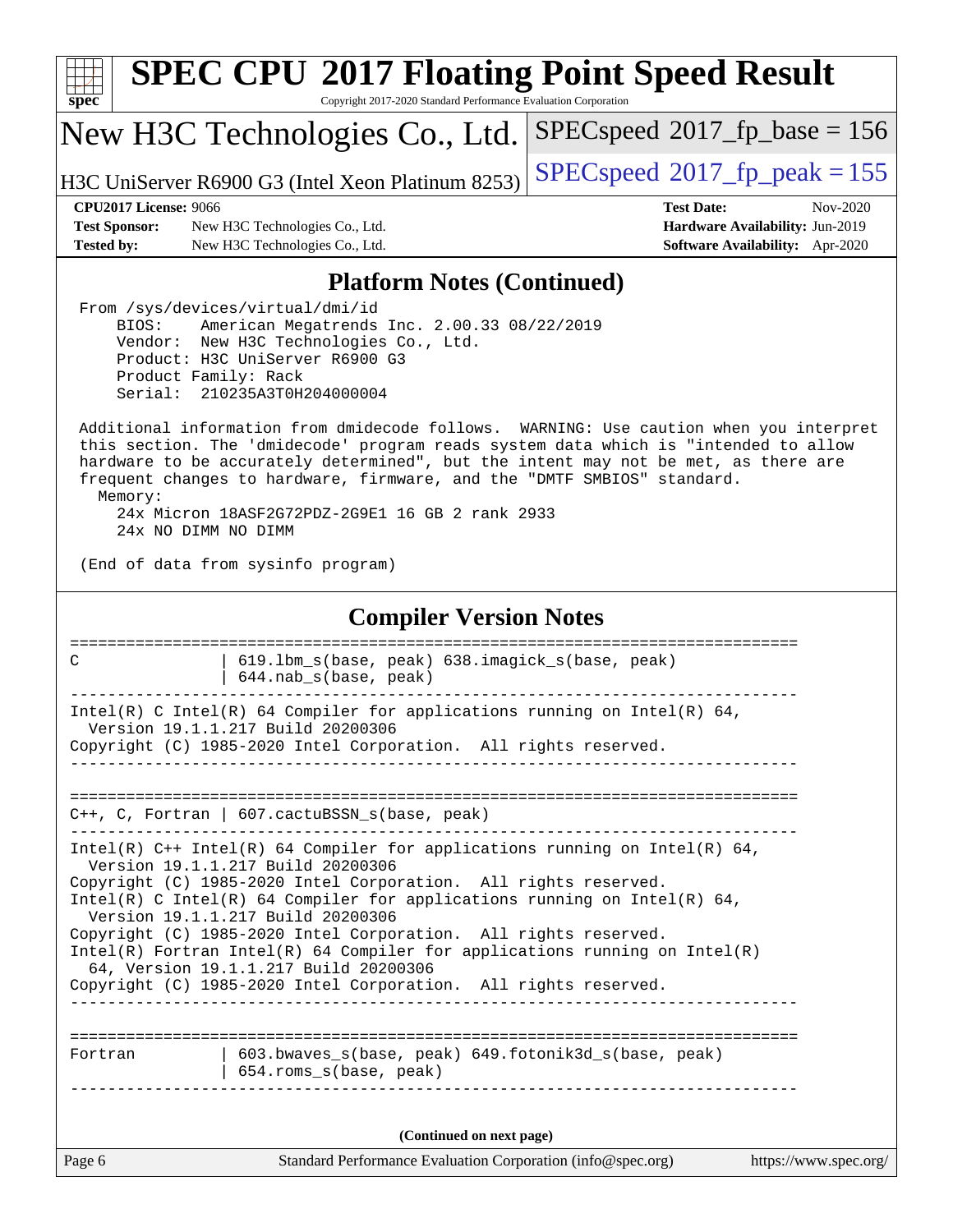## Platform Notes (Continued)

```
From /sys/devices/virtual/dmi/id
    BIOS:    American Megatrends Inc. 2.00.33 08/22/2019
    Vendor:  New H3C Technologies Co., Ltd.
    Product: H3C UniServer R6900 G3
    Product Family: Rack
    Serial:  210235A3T0H204000004

Additional information from dmidecode follows.  WARNING: Use caution when you interpret
this section. The 'dmidecode' program reads system data which is "intended to allow
hardware to be accurately determined", but the intent may not be met, as there are
frequent changes to hardware, firmware, and the "DMTF SMBIOS" standard.
  Memory:
    24x Micron 18ASF2G72PDZ-2G9E1 16 GB 2 rank 2933
    24x NO DIMM NO DIMM

(End of data from sysinfo program)
```

## Compiler Version Notes

```
==============================================================================
C               | 619.lbm_s(base, peak) 638.imagick_s(base, peak)
                | 644.nab_s(base, peak)
------------------------------------------------------------------------------
Intel(R) C Intel(R) 64 Compiler for applications running on Intel(R) 64,
  Version 19.1.1.217 Build 20200306
Copyright (C) 1985-2020 Intel Corporation.  All rights reserved.
------------------------------------------------------------------------------

==============================================================================
C++, C, Fortran | 607.cactuBSSN_s(base, peak)
------------------------------------------------------------------------------
Intel(R) C++ Intel(R) 64 Compiler for applications running on Intel(R) 64,
  Version 19.1.1.217 Build 20200306
Copyright (C) 1985-2020 Intel Corporation.  All rights reserved.
Intel(R) C Intel(R) 64 Compiler for applications running on Intel(R) 64,
  Version 19.1.1.217 Build 20200306
Copyright (C) 1985-2020 Intel Corporation.  All rights reserved.
Intel(R) Fortran Intel(R) 64 Compiler for applications running on Intel(R)
  64, Version 19.1.1.217 Build 20200306
Copyright (C) 1985-2020 Intel Corporation.  All rights reserved.
------------------------------------------------------------------------------

==============================================================================
Fortran         | 603.bwaves_s(base, peak) 649.fotonik3d_s(base, peak)
                | 654.roms_s(base, peak)
------------------------------------------------------------------------------
```

**(Continued on next page)**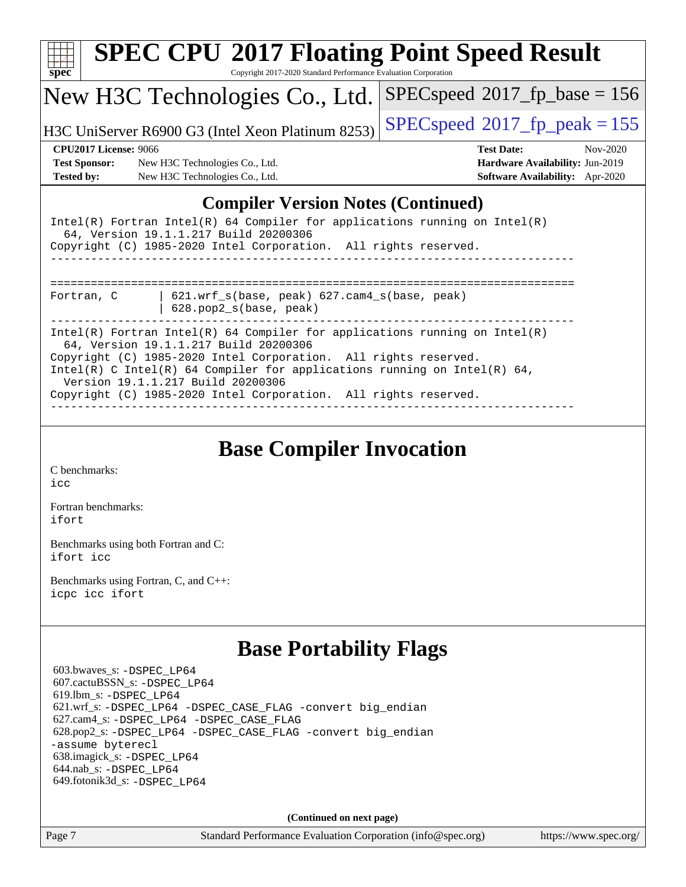# SPEC CPU 2017 Floating Point Speed Result

Copyright 2017-2020 Standard Performance Evaluation Corporation

New H3C Technologies Co., Ltd.

H3C UniServer R6900 G3 (Intel Xeon Platinum 8253)

SPECspeed 2017_fp_base = 156

SPECspeed 2017_fp_peak = 155

**CPU2017 License:** 9066
**Test Sponsor:** New H3C Technologies Co., Ltd.
**Tested by:** New H3C Technologies Co., Ltd.

**Test Date:** Nov-2020
**Hardware Availability:** Jun-2019
**Software Availability:** Apr-2020

## Compiler Version Notes (Continued)

```
Intel(R) Fortran Intel(R) 64 Compiler for applications running on Intel(R)
  64, Version 19.1.1.217 Build 20200306
Copyright (C) 1985-2020 Intel Corporation.  All rights reserved.
------------------------------------------------------------------------------

==============================================================================
Fortran, C      | 621.wrf_s(base, peak) 627.cam4_s(base, peak)
                | 628.pop2_s(base, peak)
------------------------------------------------------------------------------
Intel(R) Fortran Intel(R) 64 Compiler for applications running on Intel(R)
  64, Version 19.1.1.217 Build 20200306
Copyright (C) 1985-2020 Intel Corporation.  All rights reserved.
Intel(R) C Intel(R) 64 Compiler for applications running on Intel(R) 64,
  Version 19.1.1.217 Build 20200306
Copyright (C) 1985-2020 Intel Corporation.  All rights reserved.
------------------------------------------------------------------------------
```

## Base Compiler Invocation

C benchmarks:
icc

Fortran benchmarks:
ifort

Benchmarks using both Fortran and C:
ifort icc

Benchmarks using Fortran, C, and C++:
icpc icc ifort

## Base Portability Flags

603.bwaves_s: -DSPEC_LP64
607.cactuBSSN_s: -DSPEC_LP64
619.lbm_s: -DSPEC_LP64
621.wrf_s: -DSPEC_LP64 -DSPEC_CASE_FLAG -convert big_endian
627.cam4_s: -DSPEC_LP64 -DSPEC_CASE_FLAG
628.pop2_s: -DSPEC_LP64 -DSPEC_CASE_FLAG -convert big_endian -assume byterecl
638.imagick_s: -DSPEC_LP64
644.nab_s: -DSPEC_LP64
649.fotonik3d_s: -DSPEC_LP64

**(Continued on next page)**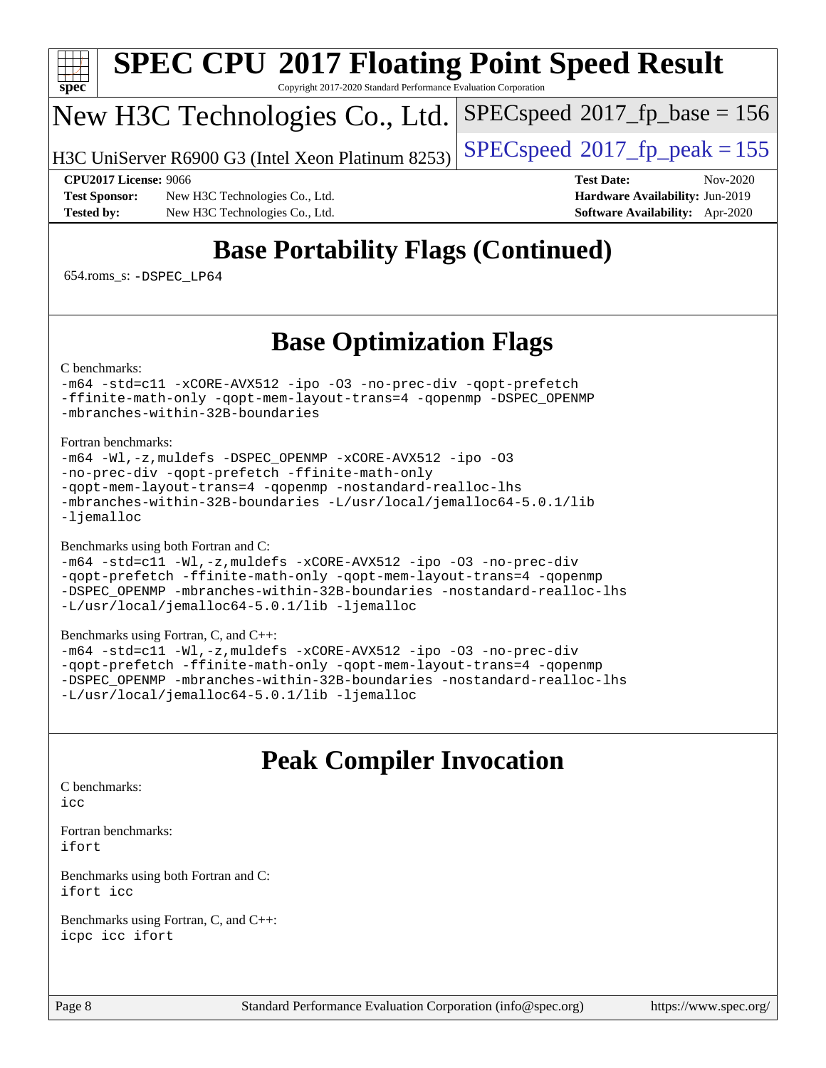# SPEC CPU 2017 Floating Point Speed Result

Copyright 2017-2020 Standard Performance Evaluation Corporation

## New H3C Technologies Co., Ltd.

H3C UniServer R6900 G3 (Intel Xeon Platinum 8253)

SPECspeed 2017_fp_base = 156

SPECspeed 2017_fp_peak = 155

**CPU2017 License:** 9066
**Test Sponsor:** New H3C Technologies Co., Ltd.
**Tested by:** New H3C Technologies Co., Ltd.
**Test Date:** Nov-2020
**Hardware Availability:** Jun-2019
**Software Availability:** Apr-2020

## Base Portability Flags (Continued)

654.roms_s: -DSPEC_LP64

## Base Optimization Flags

C benchmarks:
```
-m64 -std=c11 -xCORE-AVX512 -ipo -O3 -no-prec-div -qopt-prefetch
-ffinite-math-only -qopt-mem-layout-trans=4 -qopenmp -DSPEC_OPENMP
-mbranches-within-32B-boundaries
```

Fortran benchmarks:
```
-m64 -Wl,-z,muldefs -DSPEC_OPENMP -xCORE-AVX512 -ipo -O3
-no-prec-div -qopt-prefetch -ffinite-math-only
-qopt-mem-layout-trans=4 -qopenmp -nostandard-realloc-lhs
-mbranches-within-32B-boundaries -L/usr/local/jemalloc64-5.0.1/lib
-ljemalloc
```

Benchmarks using both Fortran and C:
```
-m64 -std=c11 -Wl,-z,muldefs -xCORE-AVX512 -ipo -O3 -no-prec-div
-qopt-prefetch -ffinite-math-only -qopt-mem-layout-trans=4 -qopenmp
-DSPEC_OPENMP -mbranches-within-32B-boundaries -nostandard-realloc-lhs
-L/usr/local/jemalloc64-5.0.1/lib -ljemalloc
```

Benchmarks using Fortran, C, and C++:
```
-m64 -std=c11 -Wl,-z,muldefs -xCORE-AVX512 -ipo -O3 -no-prec-div
-qopt-prefetch -ffinite-math-only -qopt-mem-layout-trans=4 -qopenmp
-DSPEC_OPENMP -mbranches-within-32B-boundaries -nostandard-realloc-lhs
-L/usr/local/jemalloc64-5.0.1/lib -ljemalloc
```

## Peak Compiler Invocation

C benchmarks:
```
icc
```

Fortran benchmarks:
```
ifort
```

Benchmarks using both Fortran and C:
```
ifort icc
```

Benchmarks using Fortran, C, and C++:
```
icpc icc ifort
```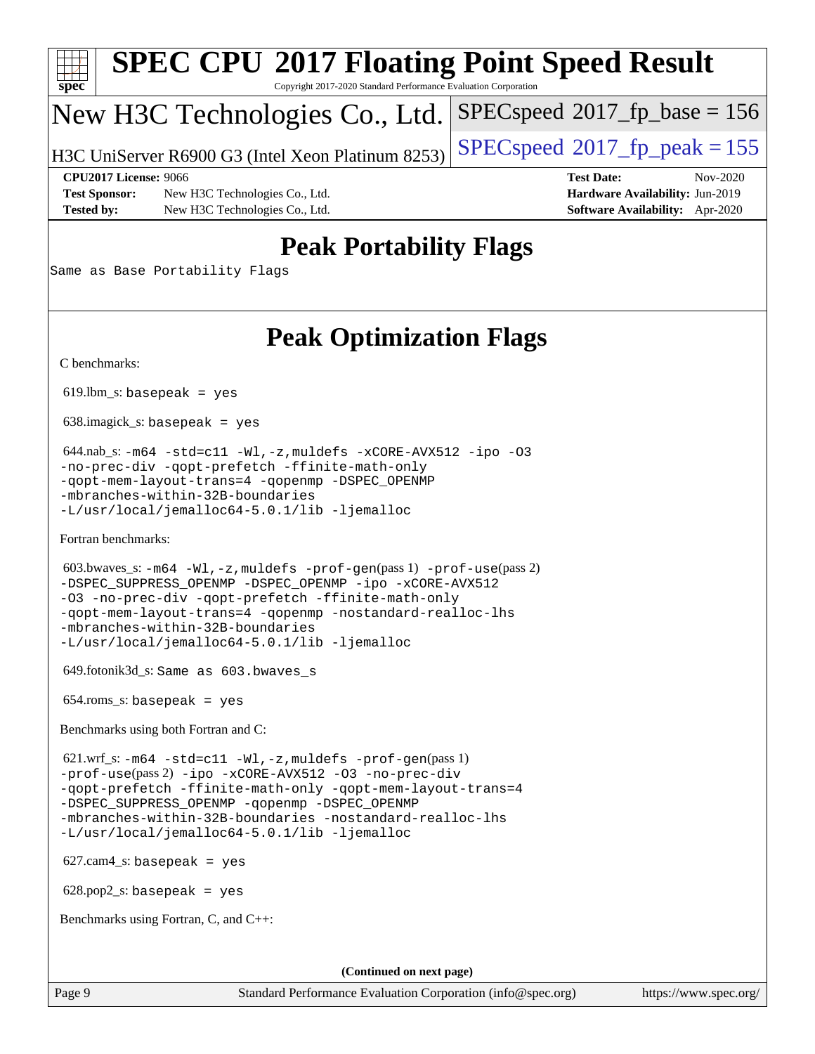# SPEC CPU 2017 Floating Point Speed Result

Copyright 2017-2020 Standard Performance Evaluation Corporation

## New H3C Technologies Co., Ltd.

H3C UniServer R6900 G3 (Intel Xeon Platinum 8253)

SPECspeed 2017_fp_base = 156

SPECspeed 2017_fp_peak = 155

**CPU2017 License:** 9066
**Test Sponsor:** New H3C Technologies Co., Ltd.
**Tested by:** New H3C Technologies Co., Ltd.

**Test Date:** Nov-2020
**Hardware Availability:** Jun-2019
**Software Availability:** Apr-2020

## Peak Portability Flags

Same as Base Portability Flags

## Peak Optimization Flags

C benchmarks:

619.lbm_s: basepeak = yes

638.imagick_s: basepeak = yes

644.nab_s: -m64 -std=c11 -Wl,-z,muldefs -xCORE-AVX512 -ipo -O3 -no-prec-div -qopt-prefetch -ffinite-math-only -qopt-mem-layout-trans=4 -qopenmp -DSPEC_OPENMP -mbranches-within-32B-boundaries -L/usr/local/jemalloc64-5.0.1/lib -ljemalloc

Fortran benchmarks:

603.bwaves_s: -m64 -Wl,-z,muldefs -prof-gen(pass 1) -prof-use(pass 2) -DSPEC_SUPPRESS_OPENMP -DSPEC_OPENMP -ipo -xCORE-AVX512 -O3 -no-prec-div -qopt-prefetch -ffinite-math-only -qopt-mem-layout-trans=4 -qopenmp -nostandard-realloc-lhs -mbranches-within-32B-boundaries -L/usr/local/jemalloc64-5.0.1/lib -ljemalloc

649.fotonik3d_s: Same as 603.bwaves_s

654.roms_s: basepeak = yes

Benchmarks using both Fortran and C:

621.wrf_s: -m64 -std=c11 -Wl,-z,muldefs -prof-gen(pass 1) -prof-use(pass 2) -ipo -xCORE-AVX512 -O3 -no-prec-div -qopt-prefetch -ffinite-math-only -qopt-mem-layout-trans=4 -DSPEC_SUPPRESS_OPENMP -qopenmp -DSPEC_OPENMP -mbranches-within-32B-boundaries -nostandard-realloc-lhs -L/usr/local/jemalloc64-5.0.1/lib -ljemalloc

627.cam4_s: basepeak = yes

628.pop2_s: basepeak = yes

Benchmarks using Fortran, C, and C++:

**(Continued on next page)**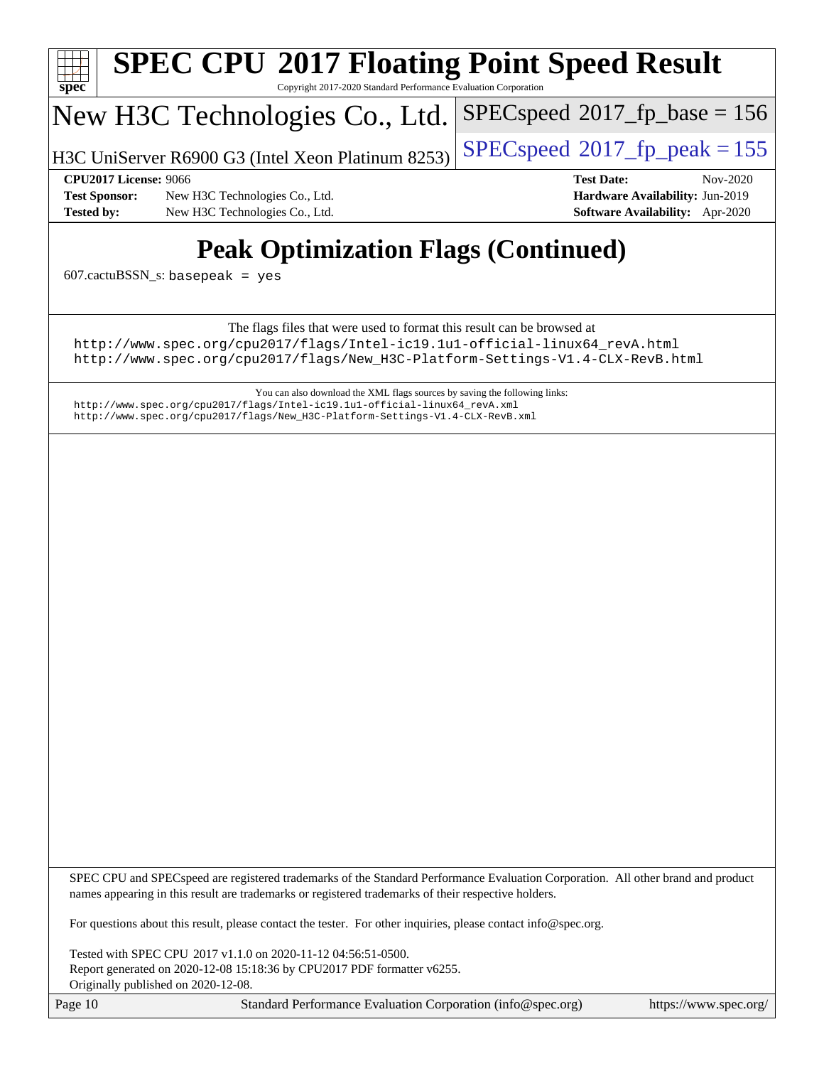# SPEC CPU 2017 Floating Point Speed Result

Copyright 2017-2020 Standard Performance Evaluation Corporation

## New H3C Technologies Co., Ltd.

H3C UniServer R6900 G3 (Intel Xeon Platinum 8253)

SPECspeed 2017_fp_base = 156

SPECspeed 2017_fp_peak = 155

**CPU2017 License:** 9066
**Test Sponsor:** New H3C Technologies Co., Ltd.
**Tested by:** New H3C Technologies Co., Ltd.

**Test Date:** Nov-2020
**Hardware Availability:** Jun-2019
**Software Availability:** Apr-2020

# Peak Optimization Flags (Continued)

607.cactuBSSN_s: `basepeak = yes`

The flags files that were used to format this result can be browsed at

http://www.spec.org/cpu2017/flags/Intel-ic19.1u1-official-linux64_revA.html
http://www.spec.org/cpu2017/flags/New_H3C-Platform-Settings-V1.4-CLX-RevB.html

You can also download the XML flags sources by saving the following links:

http://www.spec.org/cpu2017/flags/Intel-ic19.1u1-official-linux64_revA.xml
http://www.spec.org/cpu2017/flags/New_H3C-Platform-Settings-V1.4-CLX-RevB.xml

SPEC CPU and SPECspeed are registered trademarks of the Standard Performance Evaluation Corporation. All other brand and product names appearing in this result are trademarks or registered trademarks of their respective holders.

For questions about this result, please contact the tester. For other inquiries, please contact info@spec.org.

Tested with SPEC CPU 2017 v1.1.0 on 2020-11-12 04:56:51-0500.
Report generated on 2020-12-08 15:18:36 by CPU2017 PDF formatter v6255.
Originally published on 2020-12-08.